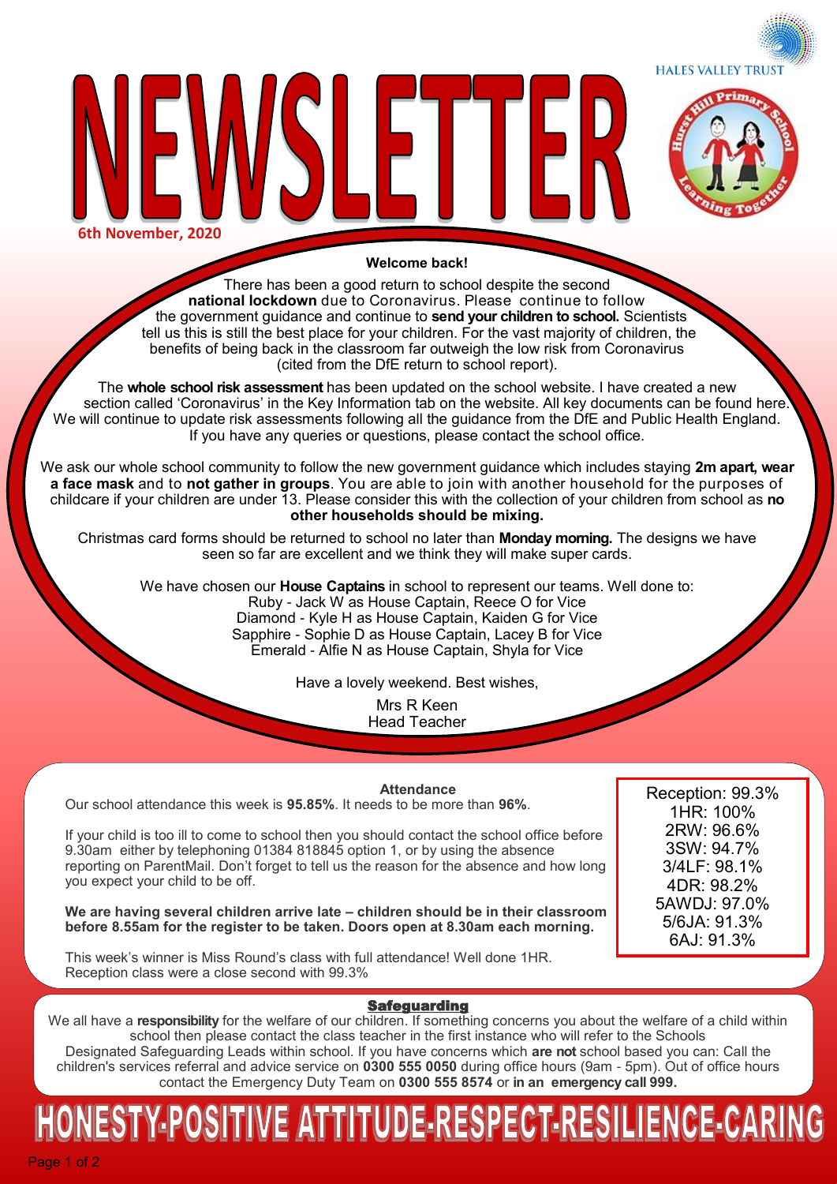HALES VALLEY TRUST

# NEWSLETTER

**6th November, 2020**

### Welcome back!

There has been a good return to school despite the second **national lockdown** due to Coronavirus. Please continue to follow the government guidance and continue to **send your children to school.** Scientists tell us this is still the best place for your children. For the vast majority of children, the benefits of being back in the classroom far outweigh the low risk from Coronavirus (cited from the DfE return to school report).

The **whole school risk assessment** has been updated on the school website. I have created a new section called 'Coronavirus' in the Key Information tab on the website. All key documents can be found here. We will continue to update risk assessments following all the guidance from the DfE and Public Health England. If you have any queries or questions, please contact the school office.

We ask our whole school community to follow the new government guidance which includes staying **2m apart, wear a face mask** and to **not gather in groups**. You are able to join with another household for the purposes of childcare if your children are under 13. Please consider this with the collection of your children from school as **no other households should be mixing.**

Christmas card forms should be returned to school no later than **Monday morning.** The designs we have seen so far are excellent and we think they will make super cards.

We have chosen our **House Captains** in school to represent our teams. Well done to:

Ruby - Jack W as House Captain, Reece O for Vice
Diamond - Kyle H as House Captain, Kaiden G for Vice
Sapphire - Sophie D as House Captain, Lacey B for Vice
Emerald - Alfie N as House Captain, Shyla for Vice

Have a lovely weekend. Best wishes,

Mrs R Keen
Head Teacher

### Attendance

Our school attendance this week is **95.85%**. It needs to be more than **96%**.

If your child is too ill to come to school then you should contact the school office before 9.30am either by telephoning 01384 818845 option 1, or by using the absence reporting on ParentMail. Don't forget to tell us the reason for the absence and how long you expect your child to be off.

**We are having several children arrive late – children should be in their classroom before 8.55am for the register to be taken. Doors open at 8.30am each morning.**

This week's winner is Miss Round's class with full attendance! Well done 1HR. Reception class were a close second with 99.3%

Reception: 99.3%
1HR: 100%
2RW: 96.6%
3SW: 94.7%
3/4LF: 98.1%
4DR: 98.2%
5AWDJ: 97.0%
5/6JA: 91.3%
6AJ: 91.3%

### Safeguarding

We all have a **responsibility** for the welfare of our children. If something concerns you about the welfare of a child within school then please contact the class teacher in the first instance who will refer to the Schools Designated Safeguarding Leads within school. If you have concerns which **are not** school based you can: Call the children's services referral and advice service on **0300 555 0050** during office hours (9am - 5pm). Out of office hours contact the Emergency Duty Team on **0300 555 8574** or **in an emergency call 999.**

**HONESTY-POSITIVE ATTITUDE-RESPECT-RESILIENCE-CARING**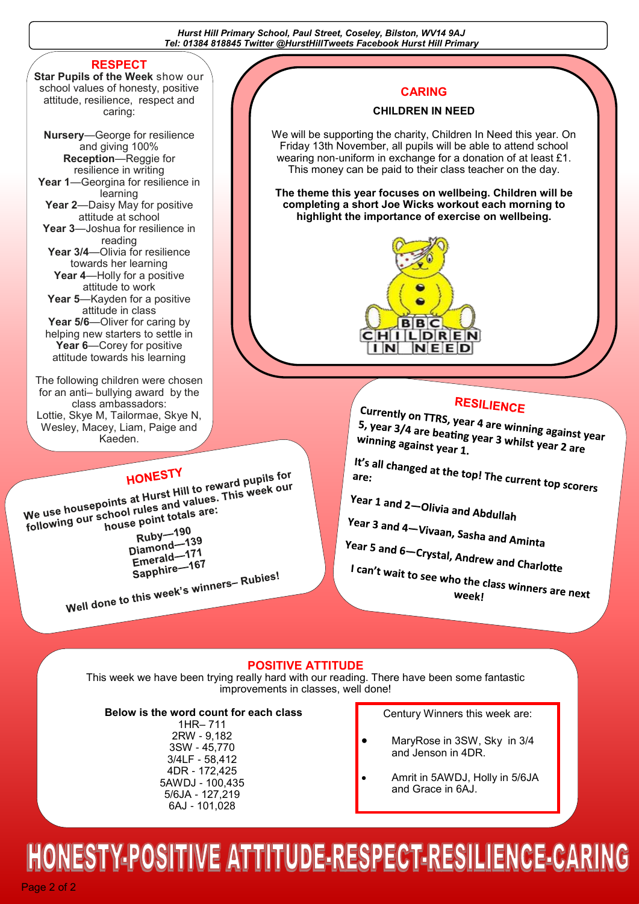Hurst Hill Primary School, Paul Street, Coseley, Bilston, WV14 9AJ
Tel: 01384 818845 Twitter @HurstHillTweets Facebook Hurst Hill Primary

## RESPECT

**Star Pupils of the Week** show our school values of honesty, positive attitude, resilience, respect and caring:

**Nursery**—George for resilience and giving 100%
**Reception**—Reggie for resilience in writing
**Year 1**—Georgina for resilience in learning
**Year 2**—Daisy May for positive attitude at school
**Year 3**—Joshua for resilience in reading
**Year 3/4**—Olivia for resilience towards her learning
**Year 4**—Holly for a positive attitude to work
**Year 5**—Kayden for a positive attitude in class
**Year 5/6**—Oliver for caring by helping new starters to settle in
**Year 6**—Corey for positive attitude towards his learning

The following children were chosen for an anti– bullying award by the class ambassadors:
Lottie, Skye M, Tailormae, Skye N, Wesley, Macey, Liam, Paige and Kaeden.

## CARING

### CHILDREN IN NEED

We will be supporting the charity, Children In Need this year. On Friday 13th November, all pupils will be able to attend school wearing non-uniform in exchange for a donation of at least £1. This money can be paid to their class teacher on the day.

**The theme this year focuses on wellbeing. Children will be completing a short Joe Wicks workout each morning to highlight the importance of exercise on wellbeing.**

BBC CHILDREN IN NEED

## HONESTY

We use housepoints at Hurst Hill to reward pupils for following our school rules and values. This week our house point totals are:

Ruby—190
Diamond—139
Emerald—171
Sapphire—167

Well done to this week's winners– Rubies!

## RESILIENCE

Currently on TTRS, year 4 are winning against year 5, year 3/4 are beating year 3 whilst year 2 are winning against year 1.

It's all changed at the top! The current top scorers are:

Year 1 and 2—Olivia and Abdullah

Year 3 and 4—Vivaan, Sasha and Aminta

Year 5 and 6—Crystal, Andrew and Charlotte

I can't wait to see who the class winners are next week!

## POSITIVE ATTITUDE

This week we have been trying really hard with our reading. There have been some fantastic improvements in classes, well done!

**Below is the word count for each class**

1HR– 711
2RW - 9,182
3SW - 45,770
3/4LF - 58,412
4DR - 172,425
5AWDJ - 100,435
5/6JA - 127,219
6AJ - 101,028

Century Winners this week are:

- MaryRose in 3SW, Sky in 3/4 and Jenson in 4DR.
- Amrit in 5AWDJ, Holly in 5/6JA and Grace in 6AJ.

HONESTY-POSITIVE ATTITUDE-RESPECT-RESILIENCE-CARING